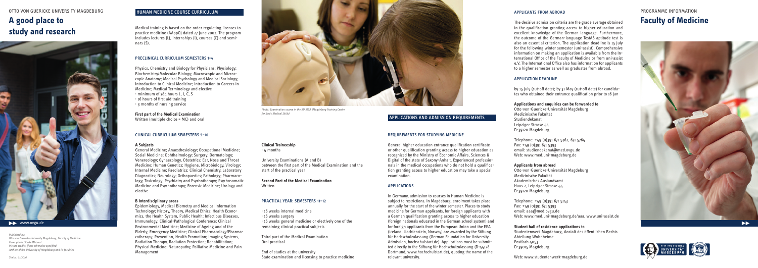OTTO VON GUERICKE UNIVERSITY MAGDEBURG

# A good place to study and research

www.ovgu.de

*Published by:*
*Otto von Guericke University Magdeburg, Faculty of Medicine*
*Cover photo: Sonda Weinert*
*Picture credits, if not otherwise specified:*
*Archive of the University of Magdeburg and its faculties*

*Status: 01/2016*

## HUMAN MEDICINE COURSE CURRICULUM

Medical training is based on the order regulating licenses to practice medicine (AAppO) dated 27 June 2002. The program includes lectures (L), internships (I), courses (C) and seminars (S).

### PRECLINICAL CURRICULUM SEMESTERS 1–4

Physics, Chemistry and Biology for Physicians; Physiology; Biochemistry/Molecular Biology; Macroscopic and Microscopic Anatomy; Medical Psychology and Medical Sociology; Introduction to Clinical Medicine; Introduction to Careers in Medicine; Medical Terminology and elective
· minimum of 784 hours L, I, C, S
· 16 hours of first aid training
· 3 months of nursing service

**First part of the Medical Examination**
Written (multiple choice = MC) and oral

### CLINICAL CURRICULUM SEMESTERS 5–10

**A Subjects**
General Medicine; Anaesthesiology; Occupational Medicine; Social Medicine; Ophthalmology; Surgery; Dermatology; Venereology; Gynaecology, Obstetrics; Ear, Nose and Throat Medicine; Human Genetics; Hygiene, Microbiology, Virology; Internal Medicine; Paediatrics; Clinical Chemistry, Laboratory Diagnostics; Neurology; Orthopaedics; Pathology; Pharmacology, Toxicology; Psychiatry and Psychotherapy; Psychosomatic Medicine and Psychotherapy; Forensic Medicine; Urology and elective

**B Interdisciplinary areas**
Epidemiology, Medical Biometry and Medical Information Technology; History, Theory, Medical Ethics; Health Economics, the Health System, Public Health; Infectious Diseases, Immunology; Clinical-Pathological Conference; Clinical Environmental Medicine; Medicine of Ageing and of the Elderly; Emergency Medicine; Clinical Pharmacology/Pharmacotherapy; Prevention, Health Promotion; Imaging Systems, Radiation Therapy, Radiation Protection; Rehabilitation; Physical Medicine; Naturopathy; Palliative Medicine and Pain Management

*Photo: Examination course in the MAMBA (Magdeburg Training Centre for Basic Medical Skills)*

**Clinical Traineeship**
· 4 months

University Examinations (A and B) between the first part of the Medical Examination and the start of the practical year

**Second Part of the Medical Examination**
Written

### PRACTICAL YEAR: SEMESTERS 11–12

· 16 weeks internal medicine
· 16 weeks surgery
· 16 weeks general medicine or electively one of the remaining clinical practical subjects

Third part of the Medical Examination
Oral practical

End of studies at the university
State examination and licensing to practice medicine

## APPLICATIONS AND ADMISSION REQUIREMENTS

### REQUIREMENTS FOR STUDYING MEDICINE

General higher education entrance qualification certificate or other qualification granting access to higher education as recognized by the Ministry of Economic Affairs, Sciences & Digital of the state of Saxony-Anhalt. Experienced professionals in the medical occupations who do not hold a qualification granting access to higher education may take a special examination.

### APPLICATIONS

In Germany, admission to courses in Human Medicine is subject to restrictions. In Magdeburg, enrolment takes place annually for the start of the winter semester. Places to study medicine for German applicants, for foreign applicants with a German qualification granting access to higher education (foreign nationals educated in the German school system) and for foreign applicants from the European Union and the EEA (Iceland, Liechtenstein, Norway) are awarded by the Stiftung für Hochschulzulassung (German Foundation for University Admission, hochschulstart.de). Applications must be submitted directly to the Stiftung für Hochschulzulassung (D-44128 Dortmund, www.hochschulstart.de), quoting the name of the relevant university.

### APPLICANTS FROM ABROAD

The decisive admission criteria are the grade average obtained in the qualification granting access to higher education and excellent knowledge of the German language. Furthermore, the outcome of the German-language TestAS aptitude test is also an essential criterion. The application deadline is 15 July for the following winter semester (uni-assist). Comprehensive information on making an application is available from the International Office of the Faculty of Medicine or from uni-assist e.V. The International Office also has information for applicants to a higher semester as well as graduates from abroad.

### APPLICATION DEADLINE

by 15 July (cut-off date); by 31 May (cut-off date) for candidates who obtained their entrance qualification prior to 16 Jan

**Applications and enquiries can be forwarded to**
Otto-von-Guericke-Universität Magdeburg
Medizinische Fakultät
Studiendekanat
Leipziger Strasse 44
D-39120 Magdeburg

Telephone: +49 (0)391 671 5762, 671 5764
Fax: +49 (0)391 671 5393
email: studiendekanat@med.ovgu.de
Web: www.med.uni-magdeburg.de

**Applicants from abroad**
Otto-von-Guericke-Universität Magdeburg
Medizinische Fakultät
Akademisches Auslandsamt
Haus 2, Leipziger Strasse 44
D-39120 Magdeburg

Telephone: +49 (0)391 671 5143
Fax: +49 (0)391 671 5393
email: aaa@med.ovgu.de
Web: www.med.uni-magdeburg.de/aaa, www.uni-assist.de

**Student hall of residence applications to**
Studentenwerk Magdeburg, Anstalt des öffentlichen Rechts
Abteilung Wohnheime
Postfach 4053
D-39015 Magdeburg

Web: www.studentenwerk-magdeburg.de

PROGRAMME INFORMATION

# Faculty of Medicine

OTTO VON GUERICKE UNIVERSITÄT MAGDEBURG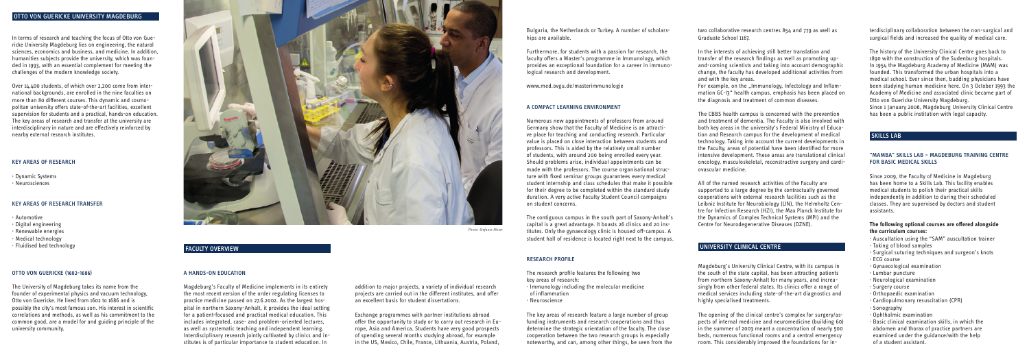## OTTO VON GUERICKE UNIVERSITY MAGDEBURG

In terms of research and teaching the focus of Otto von Guericke University Magdeburg lies on engineering, the natural sciences, economics and business, and medicine. In addition, humanities subjects provide the university, which was founded in 1993, with an essential complement for meeting the challenges of the modern knowledge society.

Over 14,400 students, of whom over 2,200 come from international backgrounds, are enrolled in the nine faculties on more than 80 different courses. This dynamic and cosmopolitan university offers state-of-the-art facilities, excellent supervision for students and a practical, hands-on education. The key areas of research and transfer at the university are interdisciplinary in nature and are effectively reinforced by nearby external research institutes.

### KEY AREAS OF RESEARCH

- Dynamic Systems
- Neurosciences

### KEY AREAS OF RESEARCH TRANSFER

- Automotive
- Digital engineering
- Renewable energies
- Medical technology
- Fluidised bed technology

### OTTO VON GUERICKE (1602–1686)

The University of Magdeburg takes its name from the founder of experimental physics and vacuum technology, Otto von Guericke. He lived from 1602 to 1686 and is possibly the city's most famous son. His interest in scientific correlations and methods, as well as his commitment to the common good, are a model for and guiding principle of the university community.

Photo: Stefanie Meier

## FACULTY OVERVIEW

### A HANDS-ON EDUCATION

Magdeburg's Faculty of Medicine implements in its entirety the most recent version of the order regulating licenses to practice medicine passed on 27.6.2002. As the largest hospital in northern Saxony-Anhalt, it provides the ideal setting for a patient-focused and practical medical education. This includes integrated, case- and problem-oriented lectures, as well as systematic teaching and independent learning. Interdisciplinary research jointly cultivated by clinics and institutes is of particular importance to student education. In addition to major projects, a variety of individual research projects are carried out in the different institutes, and offer an excellent basis for student dissertations.

Exchange programmes with partner institutions abroad offer the opportunity to study or to carry out research in Europe, Asia and America. Students have very good prospects of spending several months studying abroad, for example in the US, Mexico, Chile, France, Lithuania, Austria, Poland, Bulgaria, the Netherlands or Turkey. A number of scholarships are available.

Furthermore, for students with a passion for research, the faculty offers a Master's programme in Immunology, which provides an exceptional foundation for a career in immunological research and development.

www.med.ovgu.de/masterimmunologie

### A COMPACT LEARNING ENVIRONMENT

Numerous new appointments of professors from around Germany show that the Faculty of Medicine is an attractive place for teaching and conducting research. Particular value is placed on close interaction between students and professors. This is aided by the relatively small number of students, with around 200 being enrolled every year. Should problems arise, individual appointments can be made with the professors. The course organisational structure with fixed seminar groups guarantees every medical student internship and class schedules that make it possible for their degree to be completed within the standard study duration. A very active Faculty Student Council campaigns on student concerns.

The contiguous campus in the south part of Saxony-Anhalt's capital is a great advantage. It boasts 26 clinics and 20 institutes. Only the gynaecology clinic is housed off-campus. A student hall of residence is located right next to the campus.

### RESEARCH PROFILE

The research profile features the following two key areas of research:

- Immunology including the molecular medicine of inflammation
- Neuroscience

The key areas of research feature a large number of group funding instruments and research cooperations and thus determine the strategic orientation of the faculty. The close cooperation between the two research groups is especially noteworthy, and can, among other things, be seen from the two collaborative research centres 854 and 779 as well as Graduate School 1167.

In the interests of achieving still better translation and transfer of the research findings as well as promoting up-and-coming scientists and taking into account demographic change, the faculty has developed additional activities from and with the key areas.
For example, on the „Immunology, Infectology and Inflammation GC-I3" health campus, emphasis has been placed on the diagnosis and treatment of common diseases.

The CBBS health campus is concerned with the prevention and treatment of dementia. The Faculty is also involved with both key areas in the university's Federal Ministry of Education and Research campus for the development of medical technology. Taking into account the current developments in the Faculty, areas of potential have been identified for more intensive development. These areas are translational clinical oncology, musculoskeletal, reconstructive surgery and cardiovascular medicine.

All of the named research activities of the Faculty are supported to a large degree by the contractually governed cooperations with external research facilities such as the Leibniz Institute for Neurobiology (LIN), the Helmholtz Centre for Infection Research (HZI), the Max Planck Institute for the Dynamics of Complex Technical Systems (MPI) and the Centre for Neurodegenerative Diseases (DZNE).

## UNIVERSITY CLINICAL CENTRE

Magdeburg's University Clinical Centre, with its campus in the south of the state capital, has been attracting patients from northern Saxony-Anhalt for many years, and increasingly from other federal states. Its clinics offer a range of medical services including state-of-the-art diagnostics and highly specialised treatments.

The opening of the clinical centre's complex for surgery/aspects of internal medicine and neuromedicine (building 60) in the summer of 2003 meant a concentration of nearly 500 beds, numerous functional rooms and a central emergency room. This considerably improved the foundations for interdisciplinary collaboration between the non-surgical and surgical fields and increased the quality of medical care.

The history of the University Clinical Centre goes back to 1890 with the construction of the Sudenburg hospitals. In 1954 the Magdeburg Academy of Medicine (MAM) was founded. This transformed the urban hospitals into a medical school. Ever since then, budding physicians have been studying human medicine here. On 3 October 1993 the Academy of Medicine and associated clinic became part of Otto von Guericke University Magdeburg.
Since 1 January 2006, Magdeburg University Clinical Centre has been a public institution with legal capacity.

## SKILLS LAB

### "MAMBA" SKILLS LAB – MAGDEBURG TRAINING CENTRE FOR BASIC MEDICAL SKILLS

Since 2009, the Faculty of Medicine in Magdeburg has been home to a Skills Lab. This facility enables medical students to polish their practical skills independently in addition to during their scheduled classes. They are supervised by doctors and student assistants.

**The following optional courses are offered alongside the curriculum courses:**

- Auscultation using the "SAM" auscultation trainer
- Taking of blood samples
- Surgical suturing techniques and surgeon's knots
- ECG course
- Gynaecological examination
- Lumbar puncture
- Neurological examination
- Surgery course
- Orthopaedic examination
- Cardiopulmonary resuscitation (CPR)
- Sonography
- Ophthalmic examination
- Basic clinical examination skills, in which the abdomen and thorax of practice partners are examined under the guidance/with the help of a student assistant.